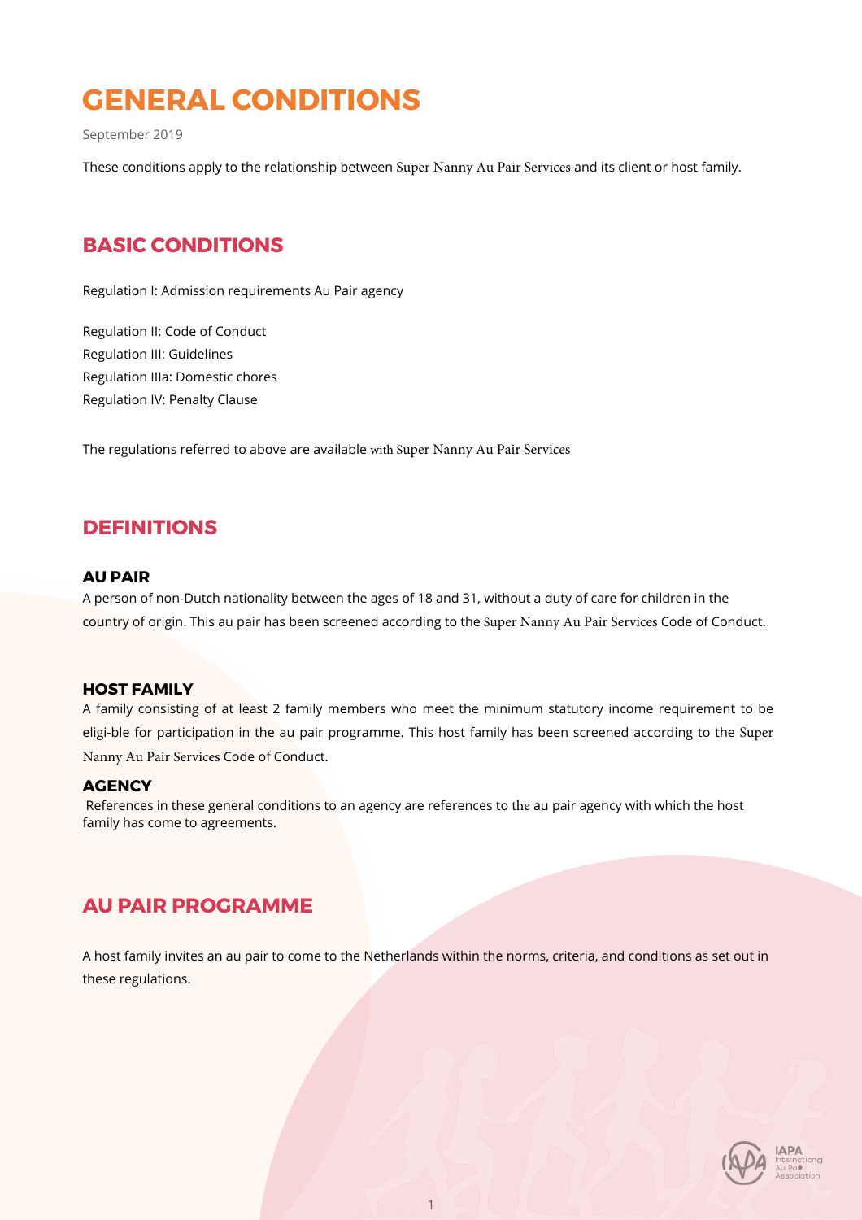# GENERAL CONDITIONS

September 2019

These conditions apply to the relationship between Super Nanny Au Pair Services and its client or host family.

## BASIC CONDITIONS

Regulation I: Admission requirements Au Pair agency

Regulation II: Code of Conduct
Regulation III: Guidelines
Regulation IIIa: Domestic chores
Regulation IV: Penalty Clause

The regulations referred to above are available with Super Nanny Au Pair Services

## DEFINITIONS

### AU PAIR

A person of non-Dutch nationality between the ages of 18 and 31, without a duty of care for children in the country of origin. This au pair has been screened according to the Super Nanny Au Pair Services Code of Conduct.

### HOST FAMILY

A family consisting of at least 2 family members who meet the minimum statutory income requirement to be eligi-ble for participation in the au pair programme. This host family has been screened according to the Super Nanny Au Pair Services Code of Conduct.

### AGENCY

References in these general conditions to an agency are references to the au pair agency with which the host family has come to agreements.

## AU PAIR PROGRAMME

A host family invites an au pair to come to the Netherlands within the norms, criteria, and conditions as set out in these regulations.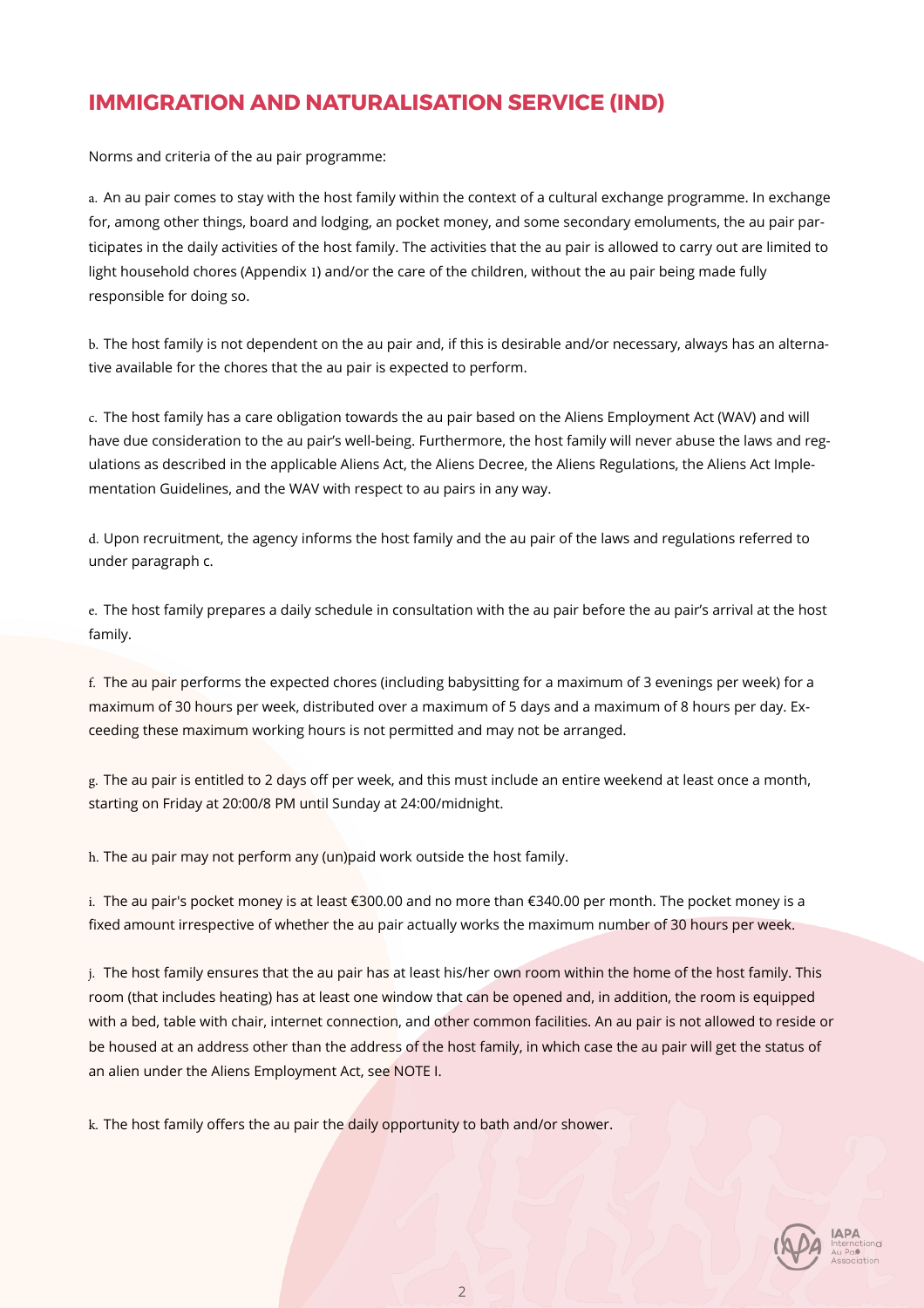# IMMIGRATION AND NATURALISATION SERVICE (IND)

Norms and criteria of the au pair programme:

a. An au pair comes to stay with the host family within the context of a cultural exchange programme. In exchange for, among other things, board and lodging, an pocket money, and some secondary emoluments, the au pair participates in the daily activities of the host family. The activities that the au pair is allowed to carry out are limited to light household chores (Appendix 1) and/or the care of the children, without the au pair being made fully responsible for doing so.

b. The host family is not dependent on the au pair and, if this is desirable and/or necessary, always has an alternative available for the chores that the au pair is expected to perform.

c. The host family has a care obligation towards the au pair based on the Aliens Employment Act (WAV) and will have due consideration to the au pair's well-being. Furthermore, the host family will never abuse the laws and regulations as described in the applicable Aliens Act, the Aliens Decree, the Aliens Regulations, the Aliens Act Implementation Guidelines, and the WAV with respect to au pairs in any way.

d. Upon recruitment, the agency informs the host family and the au pair of the laws and regulations referred to under paragraph c.

e. The host family prepares a daily schedule in consultation with the au pair before the au pair's arrival at the host family.

f. The au pair performs the expected chores (including babysitting for a maximum of 3 evenings per week) for a maximum of 30 hours per week, distributed over a maximum of 5 days and a maximum of 8 hours per day. Exceeding these maximum working hours is not permitted and may not be arranged.

g. The au pair is entitled to 2 days off per week, and this must include an entire weekend at least once a month, starting on Friday at 20:00/8 PM until Sunday at 24:00/midnight.

h. The au pair may not perform any (un)paid work outside the host family.

i. The au pair's pocket money is at least €300.00 and no more than €340.00 per month. The pocket money is a fixed amount irrespective of whether the au pair actually works the maximum number of 30 hours per week.

j. The host family ensures that the au pair has at least his/her own room within the home of the host family. This room (that includes heating) has at least one window that can be opened and, in addition, the room is equipped with a bed, table with chair, internet connection, and other common facilities. An au pair is not allowed to reside or be housed at an address other than the address of the host family, in which case the au pair will get the status of an alien under the Aliens Employment Act, see NOTE I.

k. The host family offers the au pair the daily opportunity to bath and/or shower.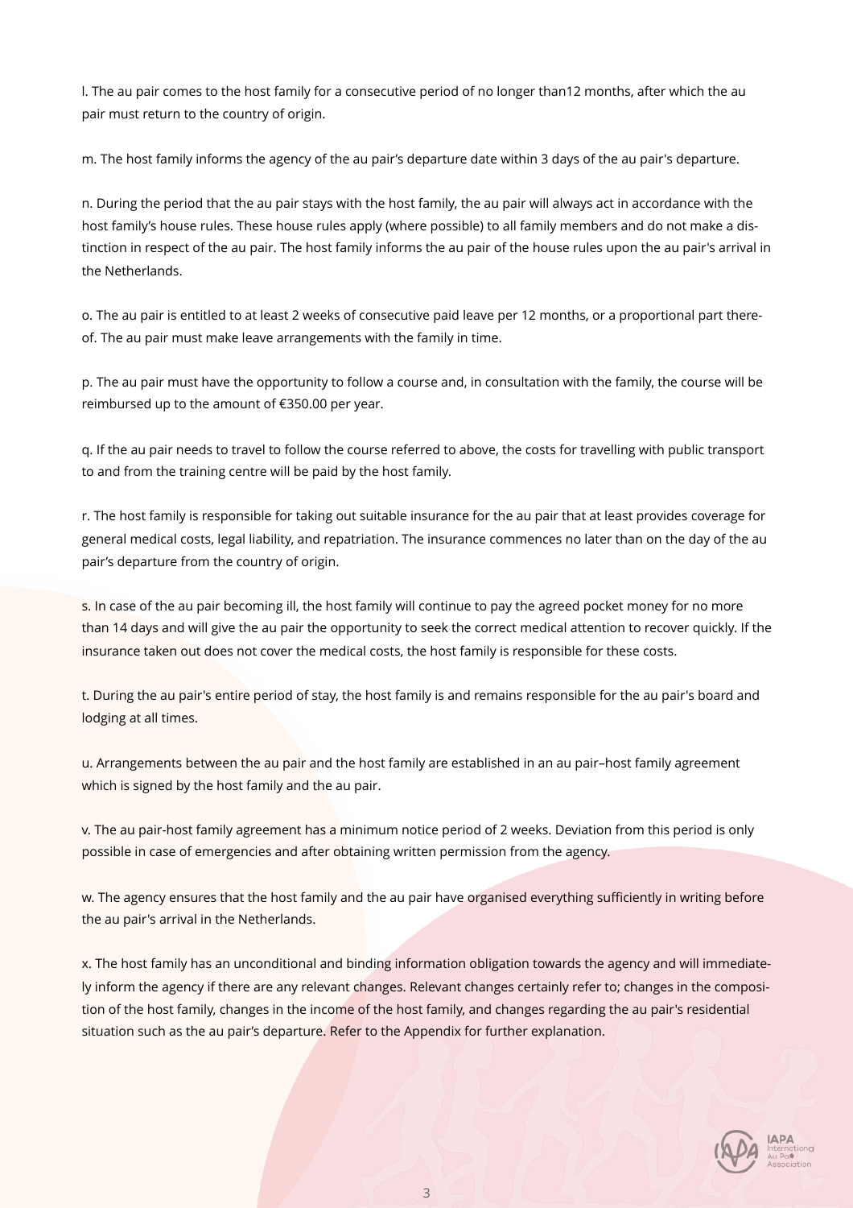l. The au pair comes to the host family for a consecutive period of no longer than12 months, after which the au pair must return to the country of origin.

m. The host family informs the agency of the au pair's departure date within 3 days of the au pair's departure.

n. During the period that the au pair stays with the host family, the au pair will always act in accordance with the host family's house rules. These house rules apply (where possible) to all family members and do not make a distinction in respect of the au pair. The host family informs the au pair of the house rules upon the au pair's arrival in the Netherlands.

o. The au pair is entitled to at least 2 weeks of consecutive paid leave per 12 months, or a proportional part thereof. The au pair must make leave arrangements with the family in time.

p. The au pair must have the opportunity to follow a course and, in consultation with the family, the course will be reimbursed up to the amount of €350.00 per year.

q. If the au pair needs to travel to follow the course referred to above, the costs for travelling with public transport to and from the training centre will be paid by the host family.

r. The host family is responsible for taking out suitable insurance for the au pair that at least provides coverage for general medical costs, legal liability, and repatriation. The insurance commences no later than on the day of the au pair's departure from the country of origin.

s. In case of the au pair becoming ill, the host family will continue to pay the agreed pocket money for no more than 14 days and will give the au pair the opportunity to seek the correct medical attention to recover quickly. If the insurance taken out does not cover the medical costs, the host family is responsible for these costs.

t. During the au pair's entire period of stay, the host family is and remains responsible for the au pair's board and lodging at all times.

u. Arrangements between the au pair and the host family are established in an au pair–host family agreement which is signed by the host family and the au pair.

v. The au pair-host family agreement has a minimum notice period of 2 weeks. Deviation from this period is only possible in case of emergencies and after obtaining written permission from the agency.

w. The agency ensures that the host family and the au pair have organised everything sufficiently in writing before the au pair's arrival in the Netherlands.

x. The host family has an unconditional and binding information obligation towards the agency and will immediately inform the agency if there are any relevant changes. Relevant changes certainly refer to; changes in the composition of the host family, changes in the income of the host family, and changes regarding the au pair's residential situation such as the au pair's departure. Refer to the Appendix for further explanation.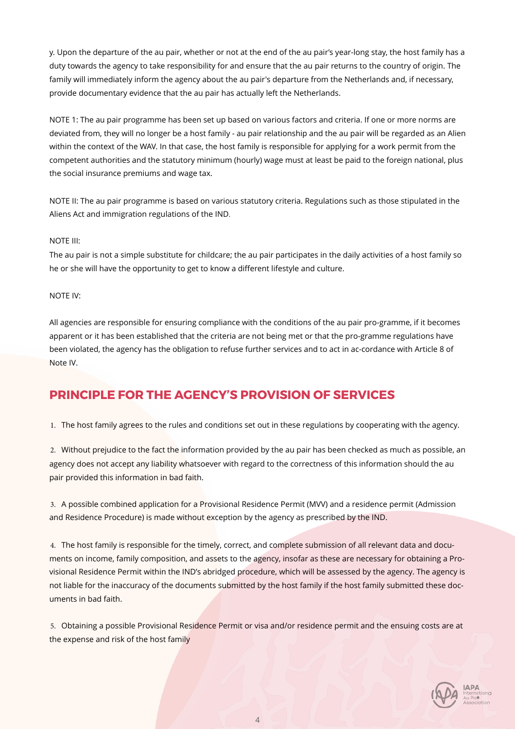y. Upon the departure of the au pair, whether or not at the end of the au pair's year-long stay, the host family has a duty towards the agency to take responsibility for and ensure that the au pair returns to the country of origin. The family will immediately inform the agency about the au pair's departure from the Netherlands and, if necessary, provide documentary evidence that the au pair has actually left the Netherlands.

NOTE 1: The au pair programme has been set up based on various factors and criteria. If one or more norms are deviated from, they will no longer be a host family - au pair relationship and the au pair will be regarded as an Alien within the context of the WAV. In that case, the host family is responsible for applying for a work permit from the competent authorities and the statutory minimum (hourly) wage must at least be paid to the foreign national, plus the social insurance premiums and wage tax.

NOTE II: The au pair programme is based on various statutory criteria. Regulations such as those stipulated in the Aliens Act and immigration regulations of the IND.

NOTE III:

The au pair is not a simple substitute for childcare; the au pair participates in the daily activities of a host family so he or she will have the opportunity to get to know a different lifestyle and culture.

NOTE IV:

All agencies are responsible for ensuring compliance with the conditions of the au pair pro-gramme, if it becomes apparent or it has been established that the criteria are not being met or that the pro-gramme regulations have been violated, the agency has the obligation to refuse further services and to act in ac-cordance with Article 8 of Note IV.

## PRINCIPLE FOR THE AGENCY'S PROVISION OF SERVICES

1. The host family agrees to the rules and conditions set out in these regulations by cooperating with the agency.

2. Without prejudice to the fact the information provided by the au pair has been checked as much as possible, an agency does not accept any liability whatsoever with regard to the correctness of this information should the au pair provided this information in bad faith.

3. A possible combined application for a Provisional Residence Permit (MVV) and a residence permit (Admission and Residence Procedure) is made without exception by the agency as prescribed by the IND.

4. The host family is responsible for the timely, correct, and complete submission of all relevant data and documents on income, family composition, and assets to the agency, insofar as these are necessary for obtaining a Provisional Residence Permit within the IND's abridged procedure, which will be assessed by the agency. The agency is not liable for the inaccuracy of the documents submitted by the host family if the host family submitted these documents in bad faith.

5. Obtaining a possible Provisional Residence Permit or visa and/or residence permit and the ensuing costs are at the expense and risk of the host family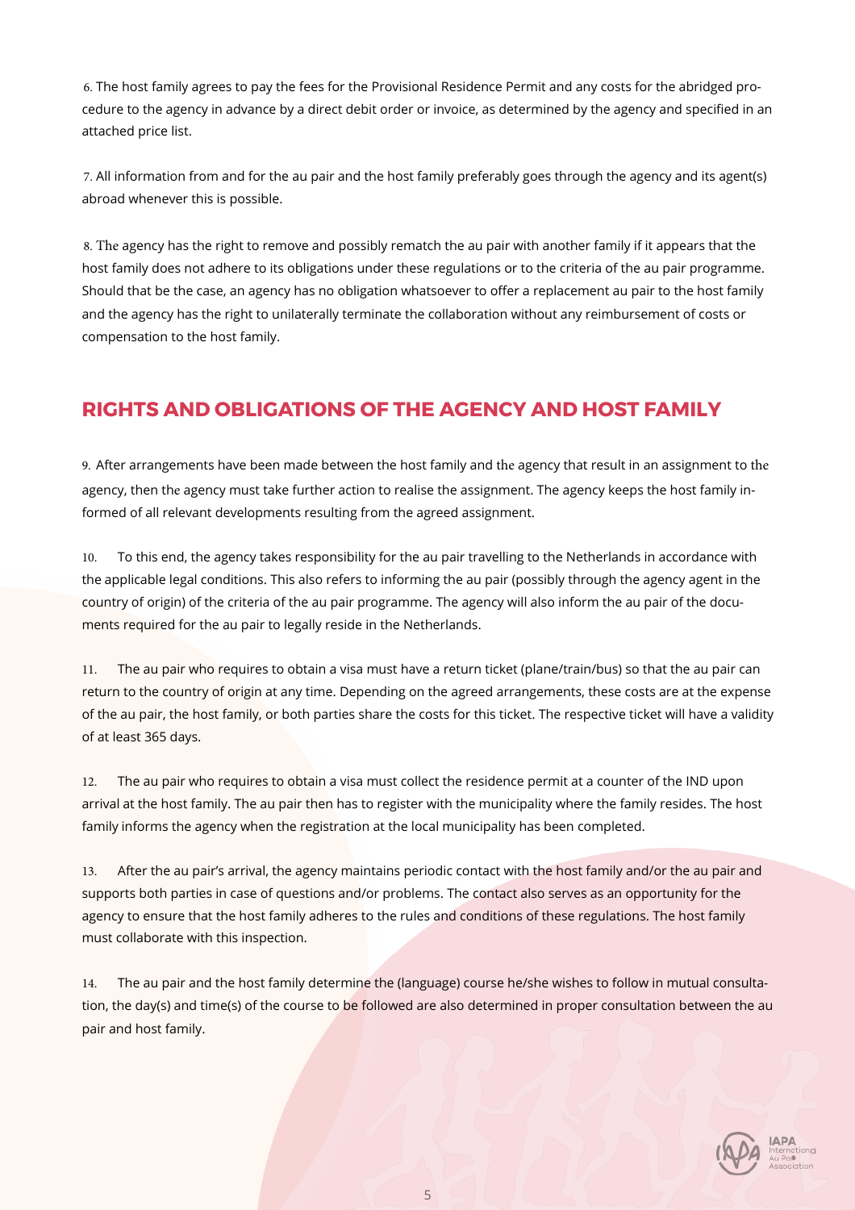6. The host family agrees to pay the fees for the Provisional Residence Permit and any costs for the abridged procedure to the agency in advance by a direct debit order or invoice, as determined by the agency and specified in an attached price list.

7. All information from and for the au pair and the host family preferably goes through the agency and its agent(s) abroad whenever this is possible.

8. The agency has the right to remove and possibly rematch the au pair with another family if it appears that the host family does not adhere to its obligations under these regulations or to the criteria of the au pair programme. Should that be the case, an agency has no obligation whatsoever to offer a replacement au pair to the host family and the agency has the right to unilaterally terminate the collaboration without any reimbursement of costs or compensation to the host family.

## RIGHTS AND OBLIGATIONS OF THE AGENCY AND HOST FAMILY

9. After arrangements have been made between the host family and the agency that result in an assignment to the agency, then the agency must take further action to realise the assignment. The agency keeps the host family informed of all relevant developments resulting from the agreed assignment.

10. To this end, the agency takes responsibility for the au pair travelling to the Netherlands in accordance with the applicable legal conditions. This also refers to informing the au pair (possibly through the agency agent in the country of origin) of the criteria of the au pair programme. The agency will also inform the au pair of the documents required for the au pair to legally reside in the Netherlands.

11. The au pair who requires to obtain a visa must have a return ticket (plane/train/bus) so that the au pair can return to the country of origin at any time. Depending on the agreed arrangements, these costs are at the expense of the au pair, the host family, or both parties share the costs for this ticket. The respective ticket will have a validity of at least 365 days.

12. The au pair who requires to obtain a visa must collect the residence permit at a counter of the IND upon arrival at the host family. The au pair then has to register with the municipality where the family resides. The host family informs the agency when the registration at the local municipality has been completed.

13. After the au pair's arrival, the agency maintains periodic contact with the host family and/or the au pair and supports both parties in case of questions and/or problems. The contact also serves as an opportunity for the agency to ensure that the host family adheres to the rules and conditions of these regulations. The host family must collaborate with this inspection.

14. The au pair and the host family determine the (language) course he/she wishes to follow in mutual consultation, the day(s) and time(s) of the course to be followed are also determined in proper consultation between the au pair and host family.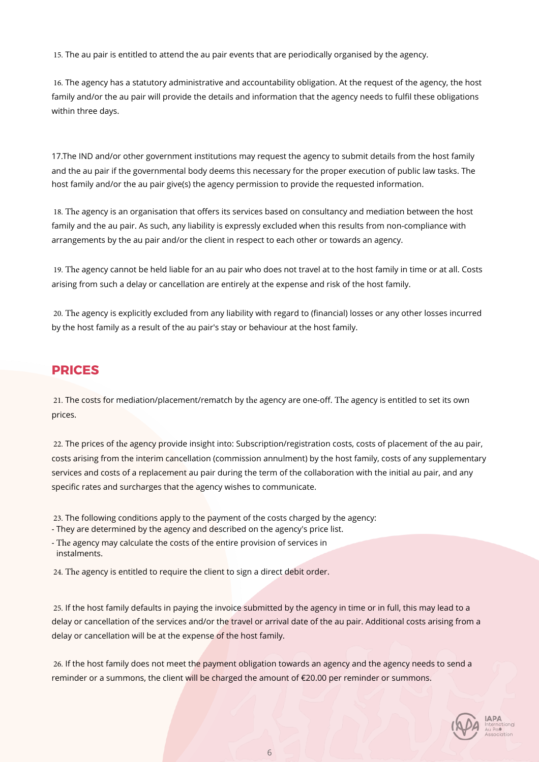15. The au pair is entitled to attend the au pair events that are periodically organised by the agency.

16. The agency has a statutory administrative and accountability obligation. At the request of the agency, the host family and/or the au pair will provide the details and information that the agency needs to fulfil these obligations within three days.

17.The IND and/or other government institutions may request the agency to submit details from the host family and the au pair if the governmental body deems this necessary for the proper execution of public law tasks. The host family and/or the au pair give(s) the agency permission to provide the requested information.

18. The agency is an organisation that offers its services based on consultancy and mediation between the host family and the au pair. As such, any liability is expressly excluded when this results from non-compliance with arrangements by the au pair and/or the client in respect to each other or towards an agency.

19. The agency cannot be held liable for an au pair who does not travel at to the host family in time or at all. Costs arising from such a delay or cancellation are entirely at the expense and risk of the host family.

20. The agency is explicitly excluded from any liability with regard to (financial) losses or any other losses incurred by the host family as a result of the au pair's stay or behaviour at the host family.

## PRICES

21. The costs for mediation/placement/rematch by the agency are one-off. The agency is entitled to set its own prices.

22. The prices of the agency provide insight into: Subscription/registration costs, costs of placement of the au pair, costs arising from the interim cancellation (commission annulment) by the host family, costs of any supplementary services and costs of a replacement au pair during the term of the collaboration with the initial au pair, and any specific rates and surcharges that the agency wishes to communicate.

23. The following conditions apply to the payment of the costs charged by the agency:
- They are determined by the agency and described on the agency's price list.
- The agency may calculate the costs of the entire provision of services in instalments.

24. The agency is entitled to require the client to sign a direct debit order.

25. If the host family defaults in paying the invoice submitted by the agency in time or in full, this may lead to a delay or cancellation of the services and/or the travel or arrival date of the au pair. Additional costs arising from a delay or cancellation will be at the expense of the host family.

26. If the host family does not meet the payment obligation towards an agency and the agency needs to send a reminder or a summons, the client will be charged the amount of €20.00 per reminder or summons.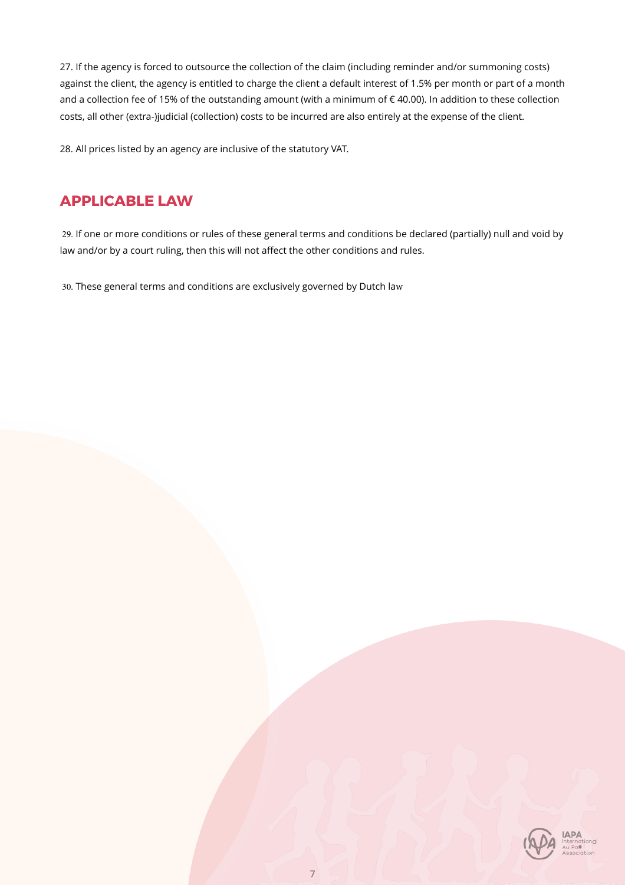27. If the agency is forced to outsource the collection of the claim (including reminder and/or summoning costs) against the client, the agency is entitled to charge the client a default interest of 1.5% per month or part of a month and a collection fee of 15% of the outstanding amount (with a minimum of € 40.00). In addition to these collection costs, all other (extra-)judicial (collection) costs to be incurred are also entirely at the expense of the client.

28. All prices listed by an agency are inclusive of the statutory VAT.

## APPLICABLE LAW

29. If one or more conditions or rules of these general terms and conditions be declared (partially) null and void by law and/or by a court ruling, then this will not affect the other conditions and rules.

30. These general terms and conditions are exclusively governed by Dutch law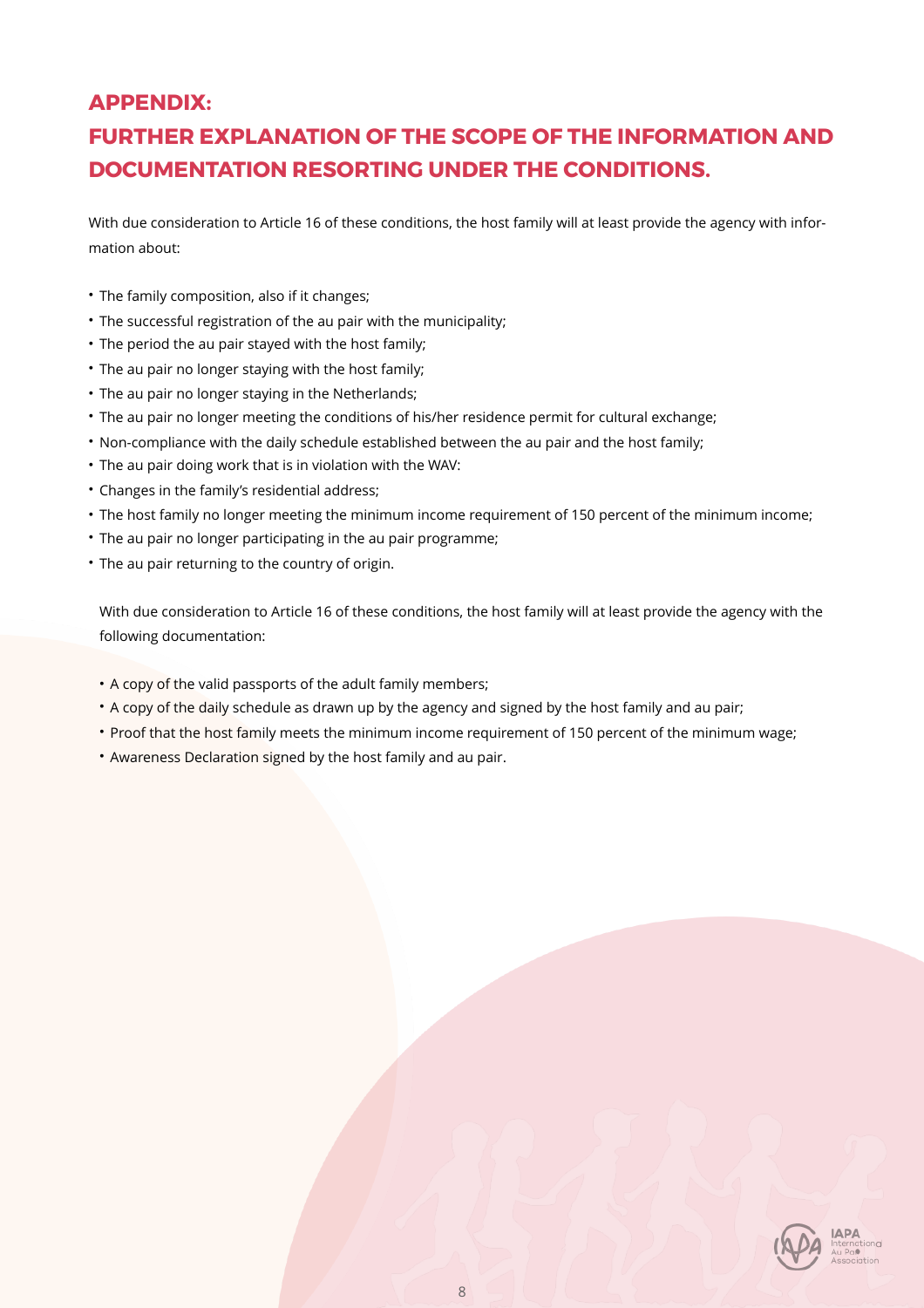## APPENDIX:

## FURTHER EXPLANATION OF THE SCOPE OF THE INFORMATION AND DOCUMENTATION RESORTING UNDER THE CONDITIONS.

With due consideration to Article 16 of these conditions, the host family will at least provide the agency with information about:

- The family composition, also if it changes;
- The successful registration of the au pair with the municipality;
- The period the au pair stayed with the host family;
- The au pair no longer staying with the host family;
- The au pair no longer staying in the Netherlands;
- The au pair no longer meeting the conditions of his/her residence permit for cultural exchange;
- Non-compliance with the daily schedule established between the au pair and the host family;
- The au pair doing work that is in violation with the WAV:
- Changes in the family's residential address;
- The host family no longer meeting the minimum income requirement of 150 percent of the minimum income;
- The au pair no longer participating in the au pair programme;
- The au pair returning to the country of origin.

With due consideration to Article 16 of these conditions, the host family will at least provide the agency with the following documentation:

- A copy of the valid passports of the adult family members;
- A copy of the daily schedule as drawn up by the agency and signed by the host family and au pair;
- Proof that the host family meets the minimum income requirement of 150 percent of the minimum wage;
- Awareness Declaration signed by the host family and au pair.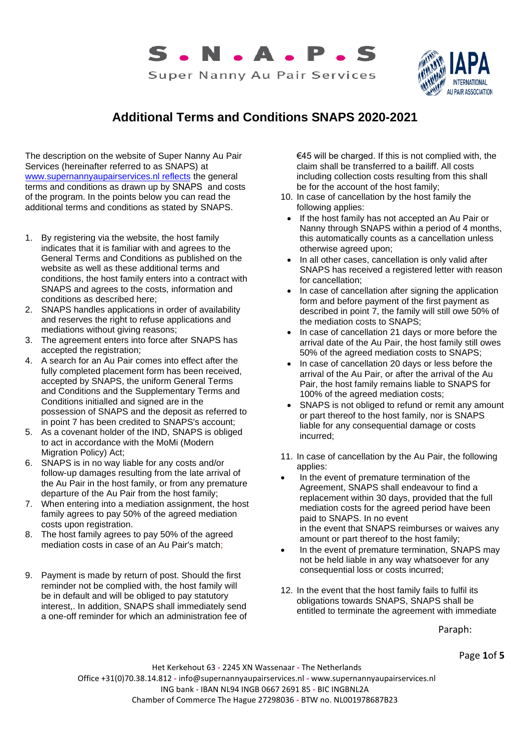# Additional Terms and Conditions SNAPS 2020-2021

The description on the website of Super Nanny Au Pair Services (hereinafter referred to as SNAPS) at www.supernannyaupairservices.nl reflects the general terms and conditions as drawn up by SNAPS and costs of the program. In the points below you can read the additional terms and conditions as stated by SNAPS.

1. By registering via the website, the host family indicates that it is familiar with and agrees to the General Terms and Conditions as published on the website as well as these additional terms and conditions, the host family enters into a contract with SNAPS and agrees to the costs, information and conditions as described here;
2. SNAPS handles applications in order of availability and reserves the right to refuse applications and mediations without giving reasons;
3. The agreement enters into force after SNAPS has accepted the registration;
4. A search for an Au Pair comes into effect after the fully completed placement form has been received, accepted by SNAPS, the uniform General Terms and Conditions and the Supplementary Terms and Conditions initialled and signed are in the possession of SNAPS and the deposit as referred to in point 7 has been credited to SNAPS's account;
5. As a covenant holder of the IND, SNAPS is obliged to act in accordance with the MoMi (Modern Migration Policy) Act;
6. SNAPS is in no way liable for any costs and/or follow-up damages resulting from the late arrival of the Au Pair in the host family, or from any premature departure of the Au Pair from the host family;
7. When entering into a mediation assignment, the host family agrees to pay 50% of the agreed mediation costs upon registration.
8. The host family agrees to pay 50% of the agreed mediation costs in case of an Au Pair's match;

9. Payment is made by return of post. Should the first reminder not be complied with, the host family will be in default and will be obliged to pay statutory interest,. In addition, SNAPS shall immediately send a one-off reminder for which an administration fee of €45 will be charged. If this is not complied with, the claim shall be transferred to a bailiff. All costs including collection costs resulting from this shall be for the account of the host family;
10. In case of cancellation by the host family the following applies:
    - If the host family has not accepted an Au Pair or Nanny through SNAPS within a period of 4 months, this automatically counts as a cancellation unless otherwise agreed upon;
    - In all other cases, cancellation is only valid after SNAPS has received a registered letter with reason for cancellation;
    - In case of cancellation after signing the application form and before payment of the first payment as described in point 7, the family will still owe 50% of the mediation costs to SNAPS;
    - In case of cancellation 21 days or more before the arrival date of the Au Pair, the host family still owes 50% of the agreed mediation costs to SNAPS;
    - In case of cancellation 20 days or less before the arrival of the Au Pair, or after the arrival of the Au Pair, the host family remains liable to SNAPS for 100% of the agreed mediation costs;
    - SNAPS is not obliged to refund or remit any amount or part thereof to the host family, nor is SNAPS liable for any consequential damage or costs incurred;

11. In case of cancellation by the Au Pair, the following applies:
    - In the event of premature termination of the Agreement, SNAPS shall endeavour to find a replacement within 30 days, provided that the full mediation costs for the agreed period have been paid to SNAPS. In no event in the event that SNAPS reimburses or waives any amount or part thereof to the host family;
    - In the event of premature termination, SNAPS may not be held liable in any way whatsoever for any consequential loss or costs incurred;

12. In the event that the host family fails to fulfil its obligations towards SNAPS, SNAPS shall be entitled to terminate the agreement with immediate

Paraph:

Het Kerkehout 63 - 2245 XN Wassenaar - The Netherlands
Office +31(0)70.38.14.812 - info@supernannyaupairservices.nl - www.supernannyaupairservices.nl
ING bank - IBAN NL94 INGB 0667 2691 85 - BIC INGBNL2A
Chamber of Commerce The Hague 27298036 - BTW no. NL001978687B23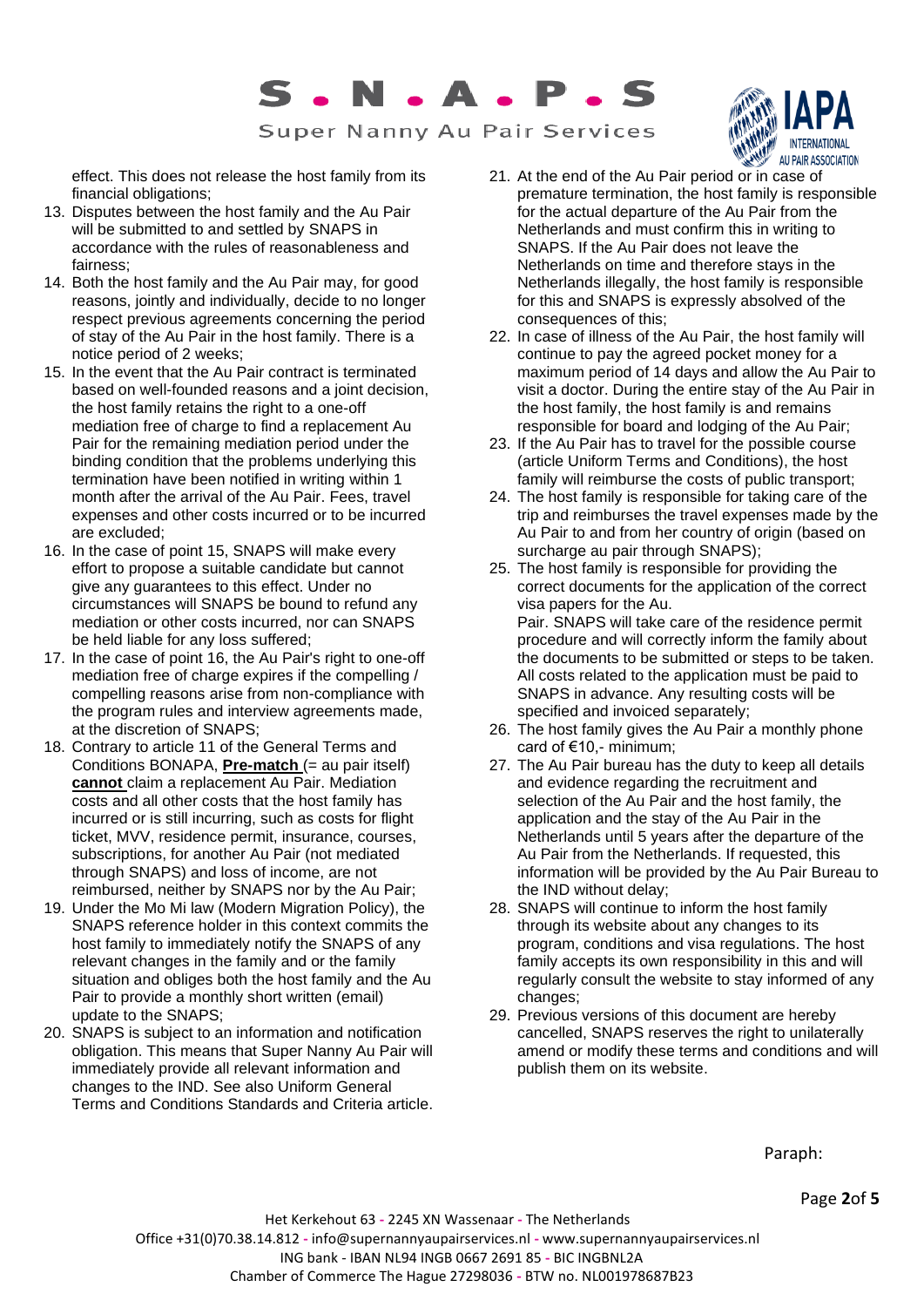effect. This does not release the host family from its financial obligations;

13. Disputes between the host family and the Au Pair will be submitted to and settled by SNAPS in accordance with the rules of reasonableness and fairness;
14. Both the host family and the Au Pair may, for good reasons, jointly and individually, decide to no longer respect previous agreements concerning the period of stay of the Au Pair in the host family. There is a notice period of 2 weeks;
15. In the event that the Au Pair contract is terminated based on well-founded reasons and a joint decision, the host family retains the right to a one-off mediation free of charge to find a replacement Au Pair for the remaining mediation period under the binding condition that the problems underlying this termination have been notified in writing within 1 month after the arrival of the Au Pair. Fees, travel expenses and other costs incurred or to be incurred are excluded;
16. In the case of point 15, SNAPS will make every effort to propose a suitable candidate but cannot give any guarantees to this effect. Under no circumstances will SNAPS be bound to refund any mediation or other costs incurred, nor can SNAPS be held liable for any loss suffered;
17. In the case of point 16, the Au Pair's right to one-off mediation free of charge expires if the compelling / compelling reasons arise from non-compliance with the program rules and interview agreements made, at the discretion of SNAPS;
18. Contrary to article 11 of the General Terms and Conditions BONAPA, **Pre-match** (= au pair itself) **cannot** claim a replacement Au Pair. Mediation costs and all other costs that the host family has incurred or is still incurring, such as costs for flight ticket, MVV, residence permit, insurance, courses, subscriptions, for another Au Pair (not mediated through SNAPS) and loss of income, are not reimbursed, neither by SNAPS nor by the Au Pair;
19. Under the Mo Mi law (Modern Migration Policy), the SNAPS reference holder in this context commits the host family to immediately notify the SNAPS of any relevant changes in the family and or the family situation and obliges both the host family and the Au Pair to provide a monthly short written (email) update to the SNAPS;
20. SNAPS is subject to an information and notification obligation. This means that Super Nanny Au Pair will immediately provide all relevant information and changes to the IND. See also Uniform General Terms and Conditions Standards and Criteria article.
21. At the end of the Au Pair period or in case of premature termination, the host family is responsible for the actual departure of the Au Pair from the Netherlands and must confirm this in writing to SNAPS. If the Au Pair does not leave the Netherlands on time and therefore stays in the Netherlands illegally, the host family is responsible for this and SNAPS is expressly absolved of the consequences of this;
22. In case of illness of the Au Pair, the host family will continue to pay the agreed pocket money for a maximum period of 14 days and allow the Au Pair to visit a doctor. During the entire stay of the Au Pair in the host family, the host family is and remains responsible for board and lodging of the Au Pair;
23. If the Au Pair has to travel for the possible course (article Uniform Terms and Conditions), the host family will reimburse the costs of public transport;
24. The host family is responsible for taking care of the trip and reimburses the travel expenses made by the Au Pair to and from her country of origin (based on surcharge au pair through SNAPS);
25. The host family is responsible for providing the correct documents for the application of the correct visa papers for the Au.
    Pair. SNAPS will take care of the residence permit procedure and will correctly inform the family about the documents to be submitted or steps to be taken. All costs related to the application must be paid to SNAPS in advance. Any resulting costs will be specified and invoiced separately;
26. The host family gives the Au Pair a monthly phone card of €10,- minimum;
27. The Au Pair bureau has the duty to keep all details and evidence regarding the recruitment and selection of the Au Pair and the host family, the application and the stay of the Au Pair in the Netherlands until 5 years after the departure of the Au Pair from the Netherlands. If requested, this information will be provided by the Au Pair Bureau to the IND without delay;
28. SNAPS will continue to inform the host family through its website about any changes to its program, conditions and visa regulations. The host family accepts its own responsibility in this and will regularly consult the website to stay informed of any changes;
29. Previous versions of this document are hereby cancelled, SNAPS reserves the right to unilaterally amend or modify these terms and conditions and will publish them on its website.

Paraph: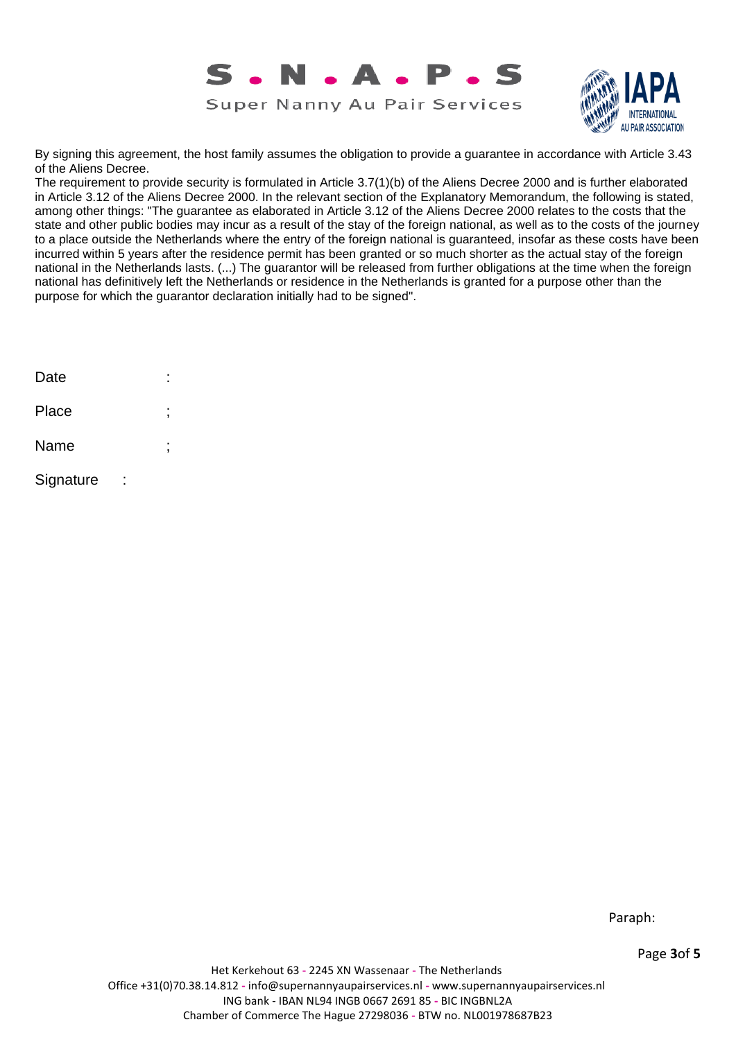By signing this agreement, the host family assumes the obligation to provide a guarantee in accordance with Article 3.43 of the Aliens Decree.
The requirement to provide security is formulated in Article 3.7(1)(b) of the Aliens Decree 2000 and is further elaborated in Article 3.12 of the Aliens Decree 2000. In the relevant section of the Explanatory Memorandum, the following is stated, among other things: "The guarantee as elaborated in Article 3.12 of the Aliens Decree 2000 relates to the costs that the state and other public bodies may incur as a result of the stay of the foreign national, as well as to the costs of the journey to a place outside the Netherlands where the entry of the foreign national is guaranteed, insofar as these costs have been incurred within 5 years after the residence permit has been granted or so much shorter as the actual stay of the foreign national in the Netherlands lasts. (...) The guarantor will be released from further obligations at the time when the foreign national has definitively left the Netherlands or residence in the Netherlands is granted for a purpose other than the purpose for which the guarantor declaration initially had to be signed".

Date :

Place ;

Name ;

Signature :

Paraph: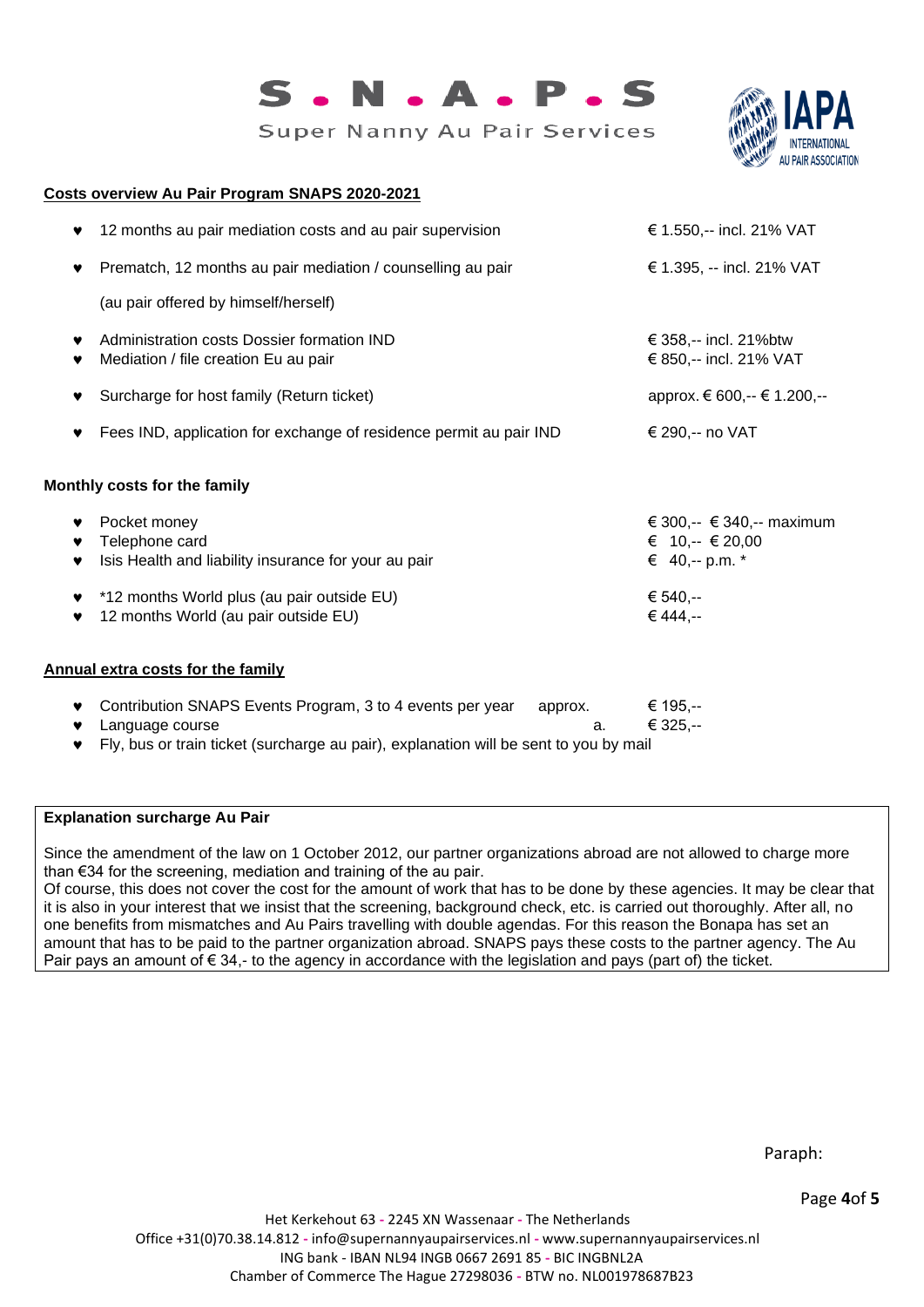S . N . A . P . S

Super Nanny Au Pair Services

IAPA INTERNATIONAL AU PAIR ASSOCIATION

## Costs overview Au Pair Program SNAPS 2020-2021

| | |
|---|---|
| ♥ 12 months au pair mediation costs and au pair supervision | € 1.550,-- incl. 21% VAT |
| ♥ Prematch, 12 months au pair mediation / counselling au pair (au pair offered by himself/herself) | € 1.395, -- incl. 21% VAT |
| ♥ Administration costs Dossier formation IND | € 358,-- incl. 21%btw |
| ♥ Mediation / file creation Eu au pair | € 850,-- incl. 21% VAT |
| ♥ Surcharge for host family (Return ticket) | approx. € 600,-- € 1.200,-- |
| ♥ Fees IND, application for exchange of residence permit au pair IND | € 290,-- no VAT |

**Monthly costs for the family**

| | |
|---|---|
| ♥ Pocket money | € 300,-- € 340,-- maximum |
| ♥ Telephone card | € 10,-- € 20,00 |
| ♥ Isis Health and liability insurance for your au pair | € 40,-- p.m. * |
| ♥ *12 months World plus (au pair outside EU) | € 540,-- |
| ♥ 12 months World (au pair outside EU) | € 444,-- |

## Annual extra costs for the family

| | | |
|---|---|---|
| ♥ Contribution SNAPS Events Program, 3 to 4 events per year | approx. | € 195,-- |
| ♥ Language course | a. | € 325,-- |

♥ Fly, bus or train ticket (surcharge au pair), explanation will be sent to you by mail

**Explanation surcharge Au Pair**

Since the amendment of the law on 1 October 2012, our partner organizations abroad are not allowed to charge more than €34 for the screening, mediation and training of the au pair.
Of course, this does not cover the cost for the amount of work that has to be done by these agencies. It may be clear that it is also in your interest that we insist that the screening, background check, etc. is carried out thoroughly. After all, no one benefits from mismatches and Au Pairs travelling with double agendas. For this reason the Bonapa has set an amount that has to be paid to the partner organization abroad. SNAPS pays these costs to the partner agency. The Au Pair pays an amount of € 34,- to the agency in accordance with the legislation and pays (part of) the ticket.

Paraph:

Het Kerkehout 63 - 2245 XN Wassenaar - The Netherlands
Office +31(0)70.38.14.812 - info@supernannyaupairservices.nl - www.supernannyaupairservices.nl
ING bank - IBAN NL94 INGB 0667 2691 85 - BIC INGBNL2A
Chamber of Commerce The Hague 27298036 - BTW no. NL001978687B23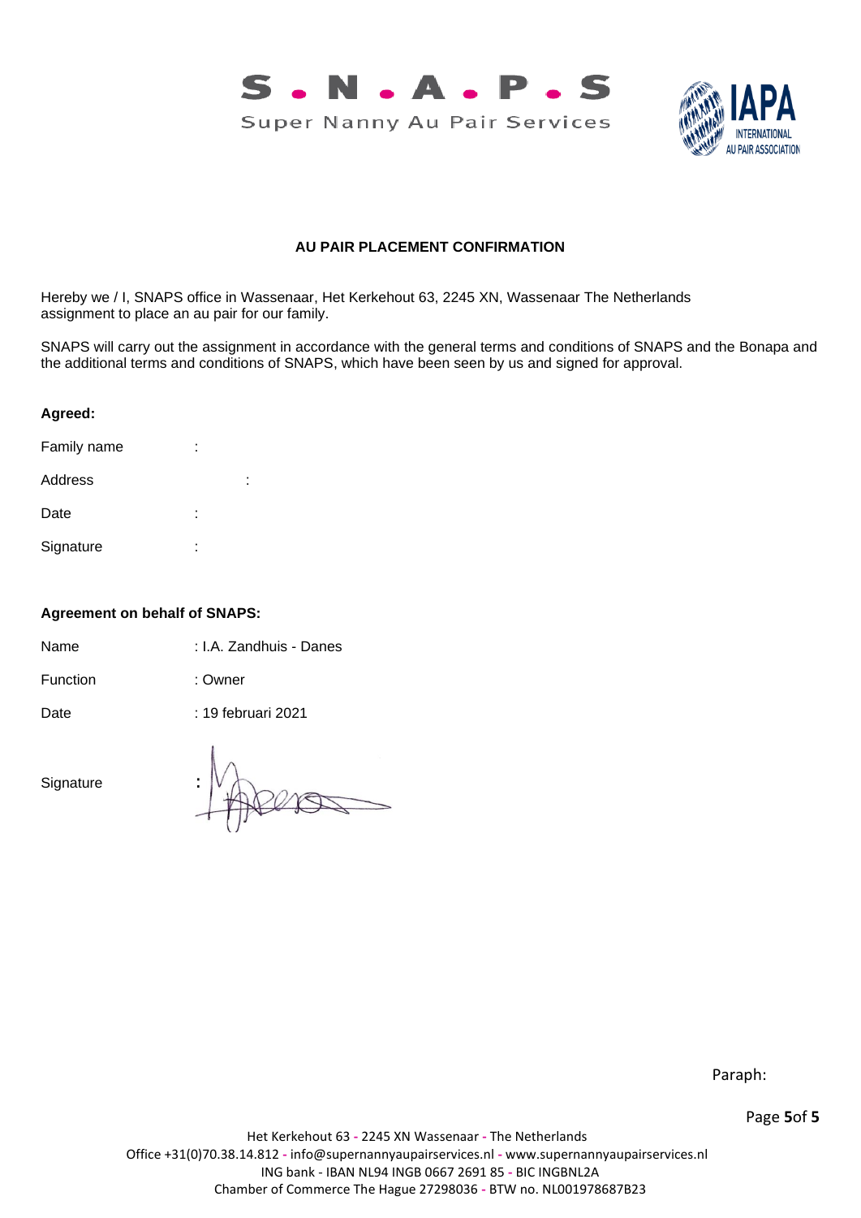S • N • A • P • S

Super Nanny Au Pair Services

IAPA INTERNATIONAL AU PAIR ASSOCIATION

## AU PAIR PLACEMENT CONFIRMATION

Hereby we / I, SNAPS office in Wassenaar, Het Kerkehout 63, 2245 XN, Wassenaar The Netherlands assignment to place an au pair for our family.

SNAPS will carry out the assignment in accordance with the general terms and conditions of SNAPS and the Bonapa and the additional terms and conditions of SNAPS, which have been seen by us and signed for approval.

**Agreed:**

Family name :

Address :

Date :

Signature :

**Agreement on behalf of SNAPS:**

Name : I.A. Zandhuis - Danes

Function : Owner

Date : 19 februari 2021

Signature :

Paraph:

Het Kerkehout 63 - 2245 XN Wassenaar - The Netherlands
Office +31(0)70.38.14.812 - info@supernannyaupairservices.nl - www.supernannyaupairservices.nl
ING bank - IBAN NL94 INGB 0667 2691 85 - BIC INGBNL2A
Chamber of Commerce The Hague 27298036 - BTW no. NL001978687B23